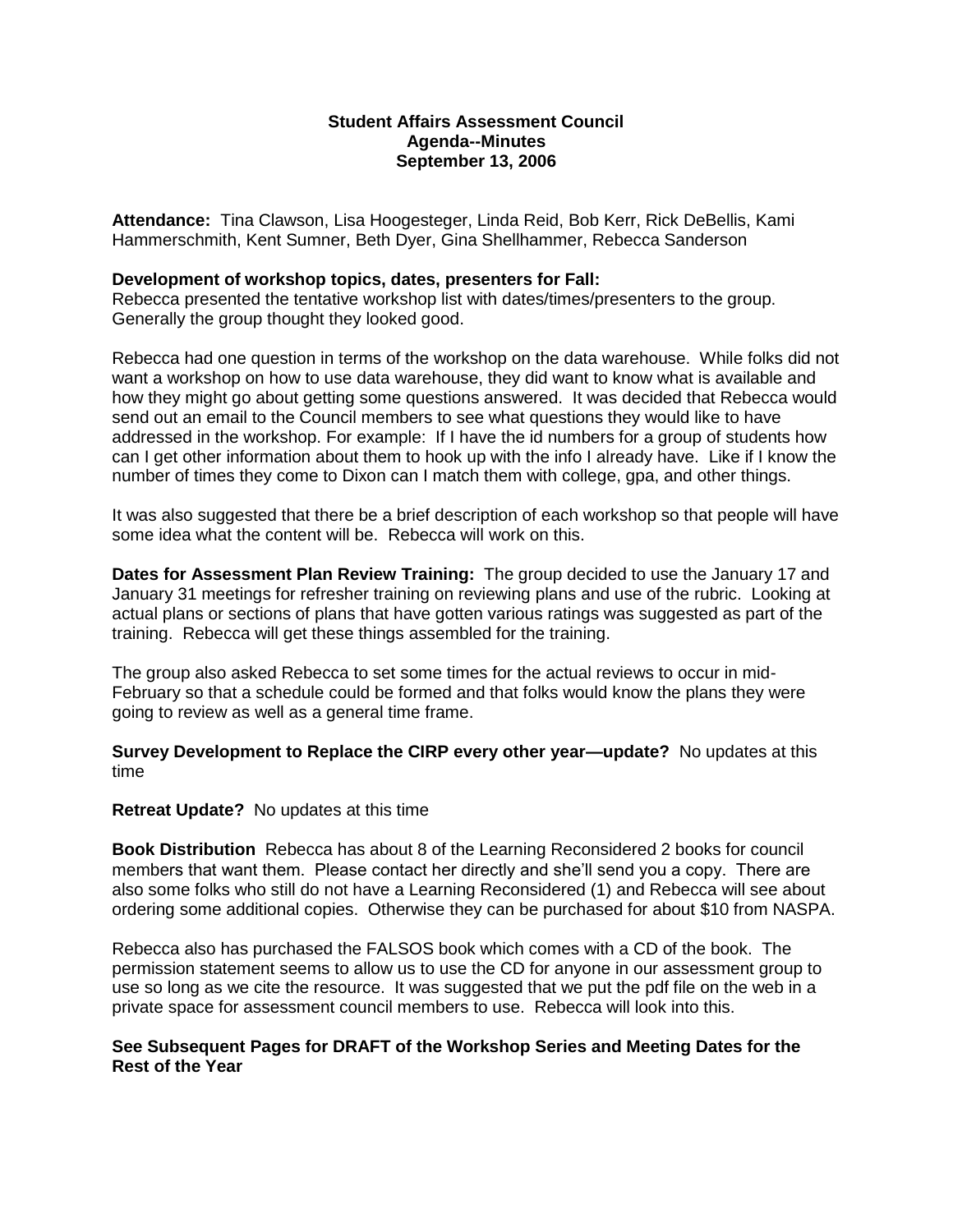**Student Affairs Assessment Council**
**Agenda--Minutes**
**September 13, 2006**

**Attendance:** Tina Clawson, Lisa Hoogesteger, Linda Reid, Bob Kerr, Rick DeBellis, Kami Hammerschmith, Kent Sumner, Beth Dyer, Gina Shellhammer, Rebecca Sanderson

**Development of workshop topics, dates, presenters for Fall:**
Rebecca presented the tentative workshop list with dates/times/presenters to the group. Generally the group thought they looked good.

Rebecca had one question in terms of the workshop on the data warehouse. While folks did not want a workshop on how to use data warehouse, they did want to know what is available and how they might go about getting some questions answered. It was decided that Rebecca would send out an email to the Council members to see what questions they would like to have addressed in the workshop. For example: If I have the id numbers for a group of students how can I get other information about them to hook up with the info I already have. Like if I know the number of times they come to Dixon can I match them with college, gpa, and other things.

It was also suggested that there be a brief description of each workshop so that people will have some idea what the content will be. Rebecca will work on this.

**Dates for Assessment Plan Review Training:** The group decided to use the January 17 and January 31 meetings for refresher training on reviewing plans and use of the rubric. Looking at actual plans or sections of plans that have gotten various ratings was suggested as part of the training. Rebecca will get these things assembled for the training.

The group also asked Rebecca to set some times for the actual reviews to occur in mid-February so that a schedule could be formed and that folks would know the plans they were going to review as well as a general time frame.

**Survey Development to Replace the CIRP every other year—update?** No updates at this time

**Retreat Update?** No updates at this time

**Book Distribution** Rebecca has about 8 of the Learning Reconsidered 2 books for council members that want them. Please contact her directly and she'll send you a copy. There are also some folks who still do not have a Learning Reconsidered (1) and Rebecca will see about ordering some additional copies. Otherwise they can be purchased for about $10 from NASPA.

Rebecca also has purchased the FALSOS book which comes with a CD of the book. The permission statement seems to allow us to use the CD for anyone in our assessment group to use so long as we cite the resource. It was suggested that we put the pdf file on the web in a private space for assessment council members to use. Rebecca will look into this.

**See Subsequent Pages for DRAFT of the Workshop Series and Meeting Dates for the Rest of the Year**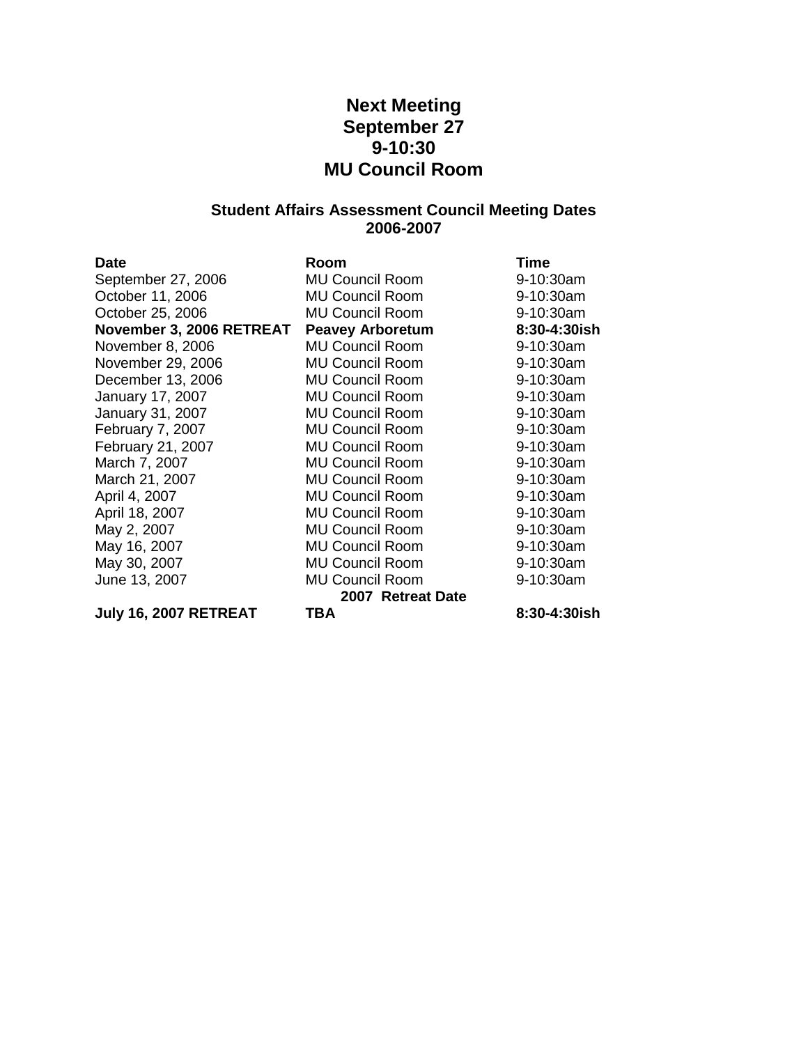**Next Meeting**
**September 27**
**9-10:30**
**MU Council Room**

**Student Affairs Assessment Council Meeting Dates**
**2006-2007**

| Date | Room | Time |
|---|---|---|
| September 27, 2006 | MU Council Room | 9-10:30am |
| October 11, 2006 | MU Council Room | 9-10:30am |
| October 25, 2006 | MU Council Room | 9-10:30am |
| **November 3, 2006 RETREAT** | **Peavey Arboretum** | **8:30-4:30ish** |
| November 8, 2006 | MU Council Room | 9-10:30am |
| November 29, 2006 | MU Council Room | 9-10:30am |
| December 13, 2006 | MU Council Room | 9-10:30am |
| January 17, 2007 | MU Council Room | 9-10:30am |
| January 31, 2007 | MU Council Room | 9-10:30am |
| February 7, 2007 | MU Council Room | 9-10:30am |
| February 21, 2007 | MU Council Room | 9-10:30am |
| March 7, 2007 | MU Council Room | 9-10:30am |
| March 21, 2007 | MU Council Room | 9-10:30am |
| April 4, 2007 | MU Council Room | 9-10:30am |
| April 18, 2007 | MU Council Room | 9-10:30am |
| May 2, 2007 | MU Council Room | 9-10:30am |
| May 16, 2007 | MU Council Room | 9-10:30am |
| May 30, 2007 | MU Council Room | 9-10:30am |
| June 13, 2007 | MU Council Room | 9-10:30am |
| | **2007 Retreat Date** | |
| **July 16, 2007 RETREAT** | **TBA** | **8:30-4:30ish** |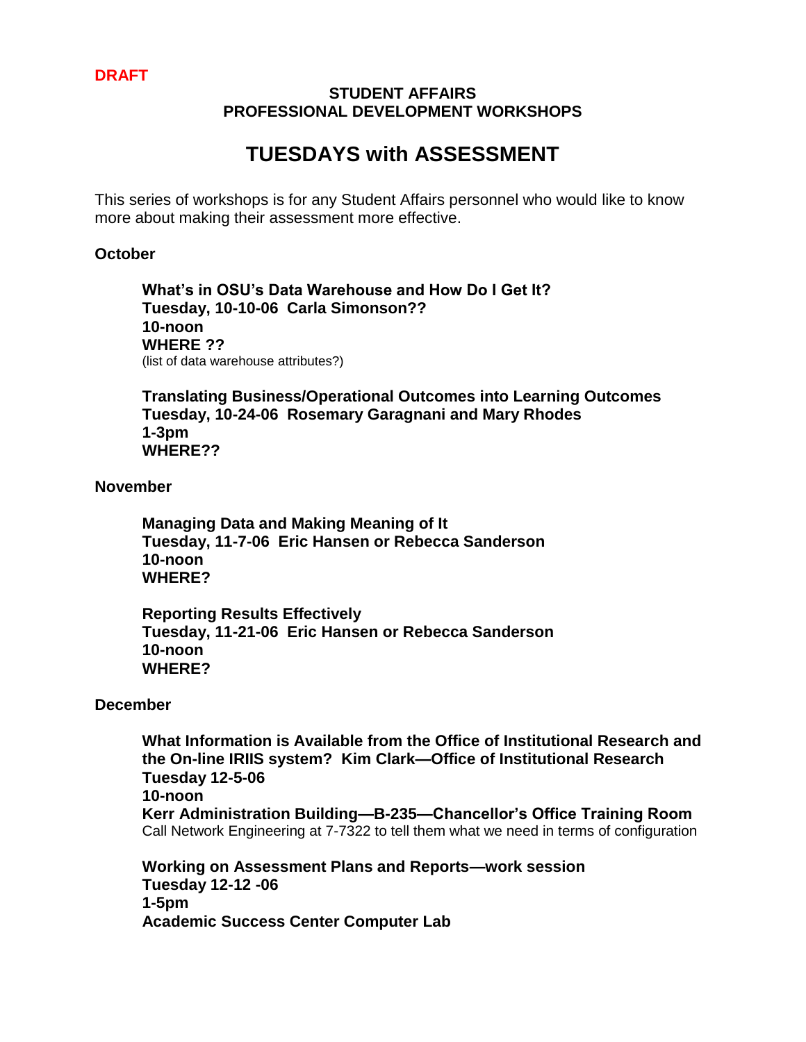DRAFT

**STUDENT AFFAIRS**
**PROFESSIONAL DEVELOPMENT WORKSHOPS**

# TUESDAYS with ASSESSMENT

This series of workshops is for any Student Affairs personnel who would like to know more about making their assessment more effective.

**October**

**What's in OSU's Data Warehouse and How Do I Get It?**
**Tuesday, 10-10-06 Carla Simonson??**
**10-noon**
**WHERE ??**
(list of data warehouse attributes?)

**Translating Business/Operational Outcomes into Learning Outcomes**
**Tuesday, 10-24-06 Rosemary Garagnani and Mary Rhodes**
**1-3pm**
**WHERE??**

**November**

**Managing Data and Making Meaning of It**
**Tuesday, 11-7-06 Eric Hansen or Rebecca Sanderson**
**10-noon**
**WHERE?**

**Reporting Results Effectively**
**Tuesday, 11-21-06 Eric Hansen or Rebecca Sanderson**
**10-noon**
**WHERE?**

**December**

**What Information is Available from the Office of Institutional Research and the On-line IRIIS system? Kim Clark—Office of Institutional Research**
**Tuesday 12-5-06**
**10-noon**
**Kerr Administration Building—B-235—Chancellor's Office Training Room**
Call Network Engineering at 7-7322 to tell them what we need in terms of configuration

**Working on Assessment Plans and Reports—work session**
**Tuesday 12-12 -06**
**1-5pm**
**Academic Success Center Computer Lab**